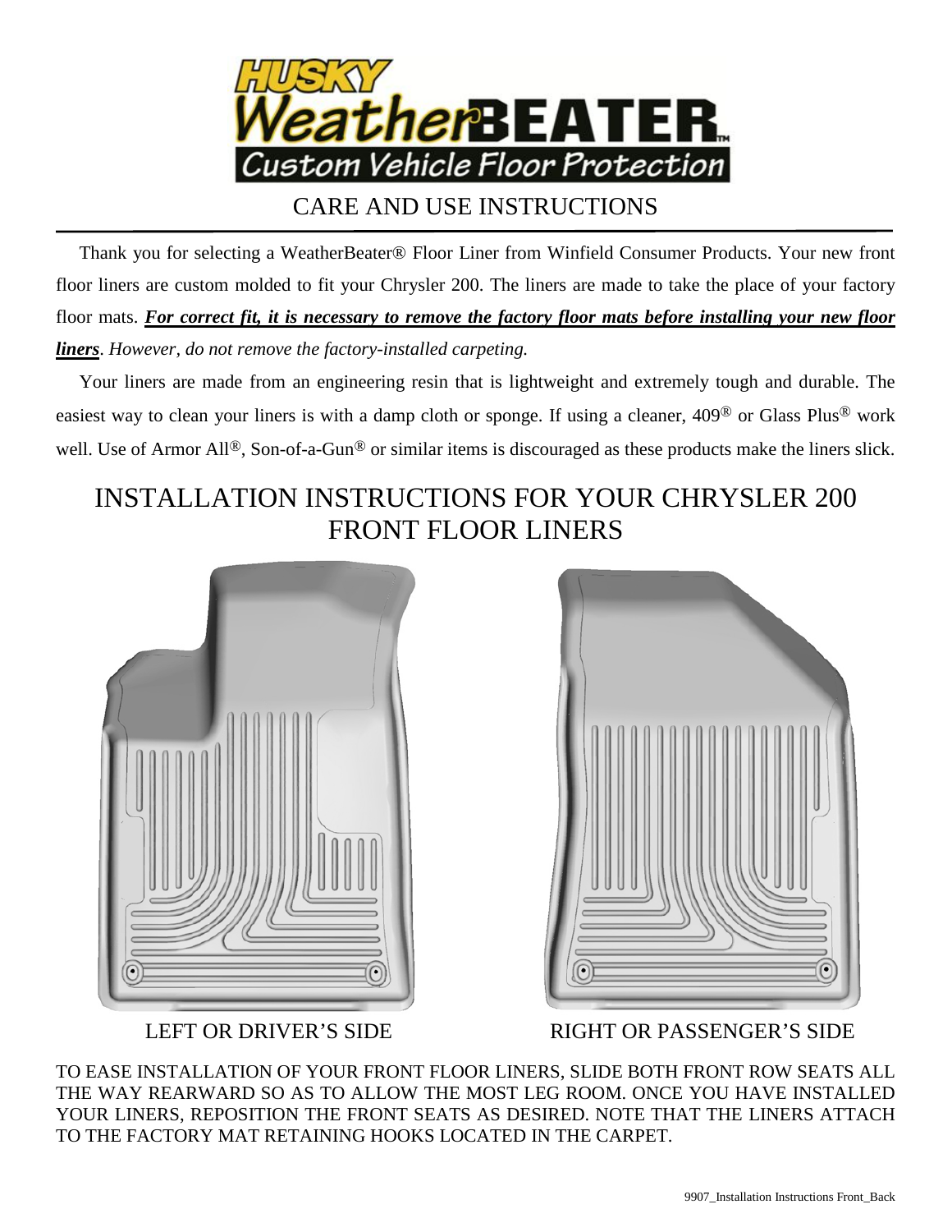# HUSKY WeatherBEATER™

Custom Vehicle Floor Protection

## CARE AND USE INSTRUCTIONS

Thank you for selecting a WeatherBeater® Floor Liner from Winfield Consumer Products. Your new front floor liners are custom molded to fit your Chrysler 200. The liners are made to take the place of your factory floor mats. ***For correct fit, it is necessary to remove the factory floor mats before installing your new floor liners***. *However, do not remove the factory-installed carpeting.*

Your liners are made from an engineering resin that is lightweight and extremely tough and durable. The easiest way to clean your liners is with a damp cloth or sponge. If using a cleaner, 409® or Glass Plus® work well. Use of Armor All®, Son-of-a-Gun® or similar items is discouraged as these products make the liners slick.

## INSTALLATION INSTRUCTIONS FOR YOUR CHRYSLER 200 FRONT FLOOR LINERS

LEFT OR DRIVER'S SIDE

RIGHT OR PASSENGER'S SIDE

TO EASE INSTALLATION OF YOUR FRONT FLOOR LINERS, SLIDE BOTH FRONT ROW SEATS ALL THE WAY REARWARD SO AS TO ALLOW THE MOST LEG ROOM. ONCE YOU HAVE INSTALLED YOUR LINERS, REPOSITION THE FRONT SEATS AS DESIRED. NOTE THAT THE LINERS ATTACH TO THE FACTORY MAT RETAINING HOOKS LOCATED IN THE CARPET.

9907_Installation Instructions Front_Back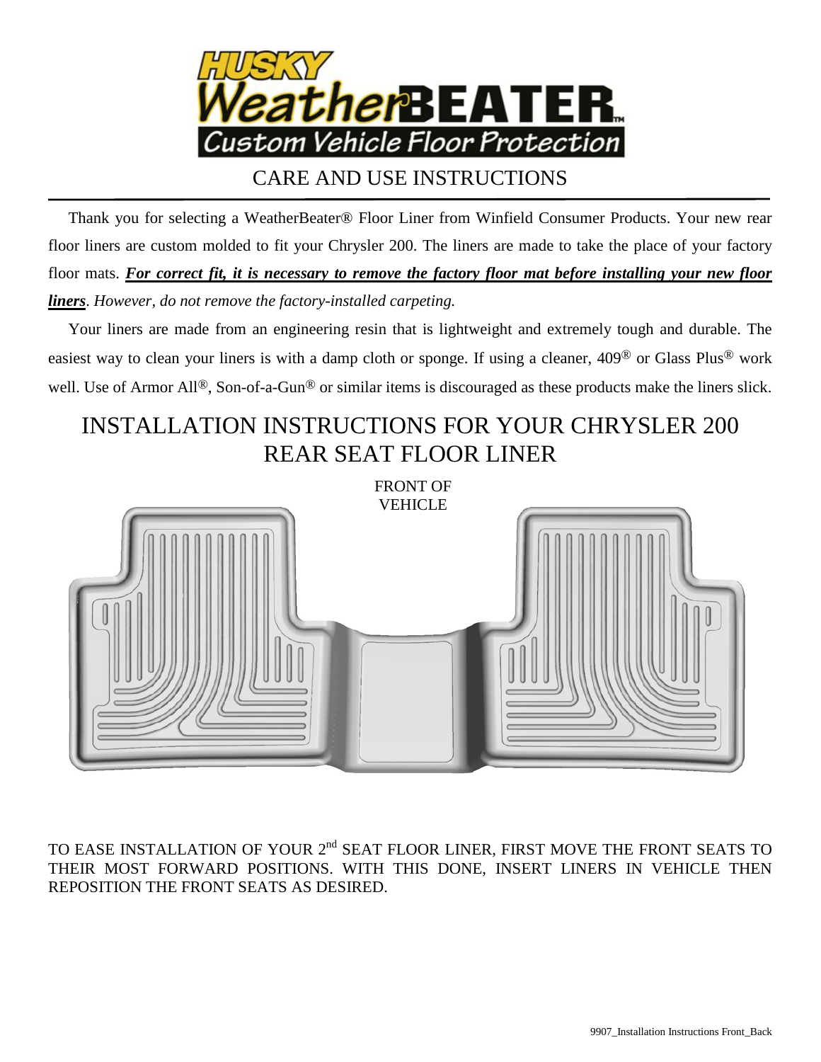# HUSKY WeatherBEATER™

Custom Vehicle Floor Protection

## CARE AND USE INSTRUCTIONS

Thank you for selecting a WeatherBeater® Floor Liner from Winfield Consumer Products. Your new rear floor liners are custom molded to fit your Chrysler 200. The liners are made to take the place of your factory floor mats. ***For correct fit, it is necessary to remove the factory floor mat before installing your new floor liners****. However, do not remove the factory-installed carpeting.*

Your liners are made from an engineering resin that is lightweight and extremely tough and durable. The easiest way to clean your liners is with a damp cloth or sponge. If using a cleaner, 409® or Glass Plus® work well. Use of Armor All®, Son-of-a-Gun® or similar items is discouraged as these products make the liners slick.

## INSTALLATION INSTRUCTIONS FOR YOUR CHRYSLER 200 REAR SEAT FLOOR LINER

FRONT OF VEHICLE

TO EASE INSTALLATION OF YOUR 2nd SEAT FLOOR LINER, FIRST MOVE THE FRONT SEATS TO THEIR MOST FORWARD POSITIONS. WITH THIS DONE, INSERT LINERS IN VEHICLE THEN REPOSITION THE FRONT SEATS AS DESIRED.

9907_Installation Instructions Front_Back